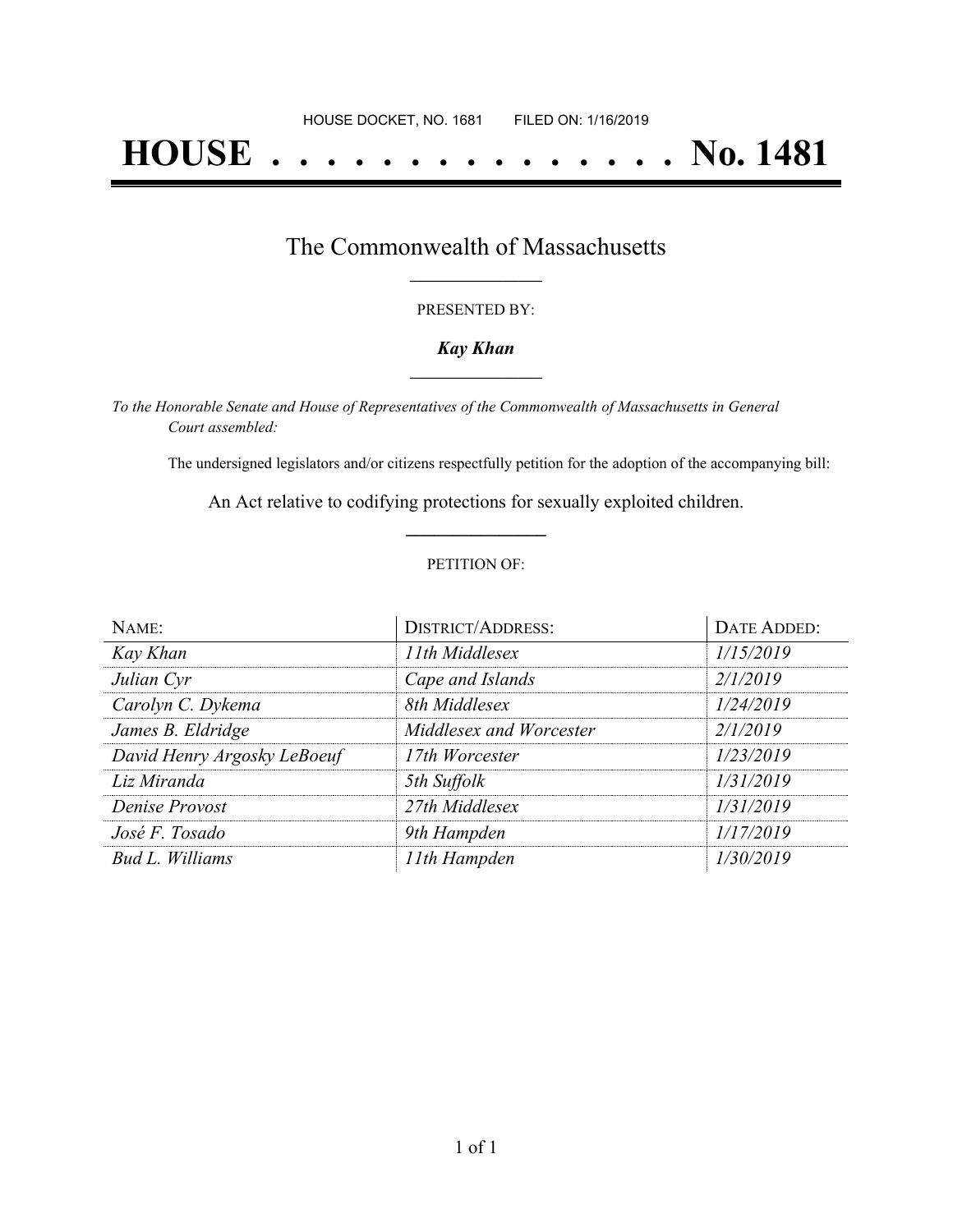HOUSE DOCKET, NO. 1681 FILED ON: 1/16/2019

# HOUSE . . . . . . . . . . . . . . . No. 1481

## The Commonwealth of Massachusetts

PRESENTED BY:

***Kay Khan***

*To the Honorable Senate and House of Representatives of the Commonwealth of Massachusetts in General Court assembled:*

The undersigned legislators and/or citizens respectfully petition for the adoption of the accompanying bill:

An Act relative to codifying protections for sexually exploited children.

PETITION OF:

| NAME: | DISTRICT/ADDRESS: | DATE ADDED: |
|---|---|---|
| *Kay Khan* | *11th Middlesex* | *1/15/2019* |
| *Julian Cyr* | *Cape and Islands* | *2/1/2019* |
| *Carolyn C. Dykema* | *8th Middlesex* | *1/24/2019* |
| *James B. Eldridge* | *Middlesex and Worcester* | *2/1/2019* |
| *David Henry Argosky LeBoeuf* | *17th Worcester* | *1/23/2019* |
| *Liz Miranda* | *5th Suffolk* | *1/31/2019* |
| *Denise Provost* | *27th Middlesex* | *1/31/2019* |
| *José F. Tosado* | *9th Hampden* | *1/17/2019* |
| *Bud L. Williams* | *11th Hampden* | *1/30/2019* |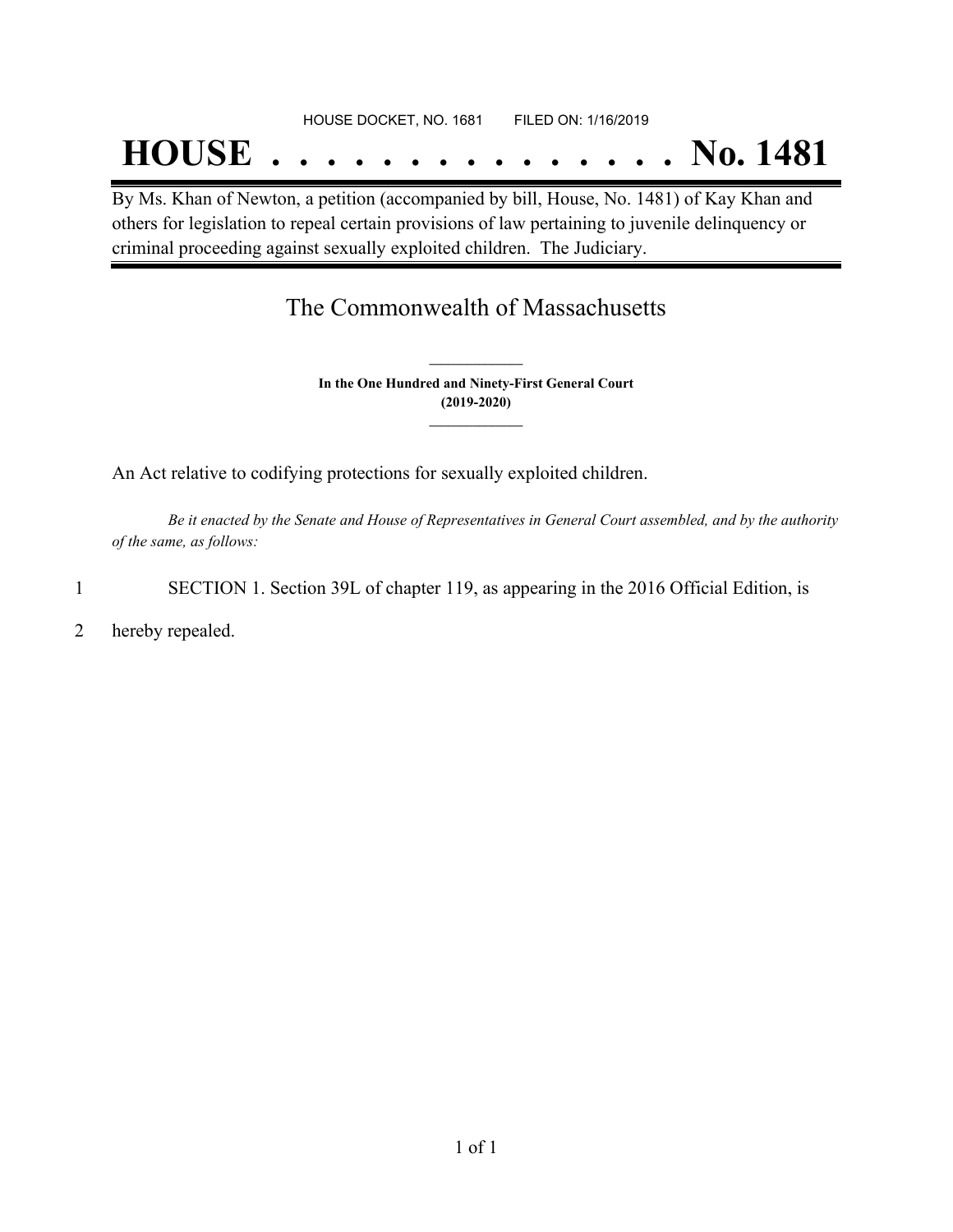HOUSE DOCKET, NO. 1681 FILED ON: 1/16/2019

# HOUSE . . . . . . . . . . . . . . . No. 1481

By Ms. Khan of Newton, a petition (accompanied by bill, House, No. 1481) of Kay Khan and others for legislation to repeal certain provisions of law pertaining to juvenile delinquency or criminal proceeding against sexually exploited children. The Judiciary.

## The Commonwealth of Massachusetts

**In the One Hundred and Ninety-First General Court**
**(2019-2020)**

An Act relative to codifying protections for sexually exploited children.

*Be it enacted by the Senate and House of Representatives in General Court assembled, and by the authority of the same, as follows:*

1 SECTION 1. Section 39L of chapter 119, as appearing in the 2016 Official Edition, is

2 hereby repealed.